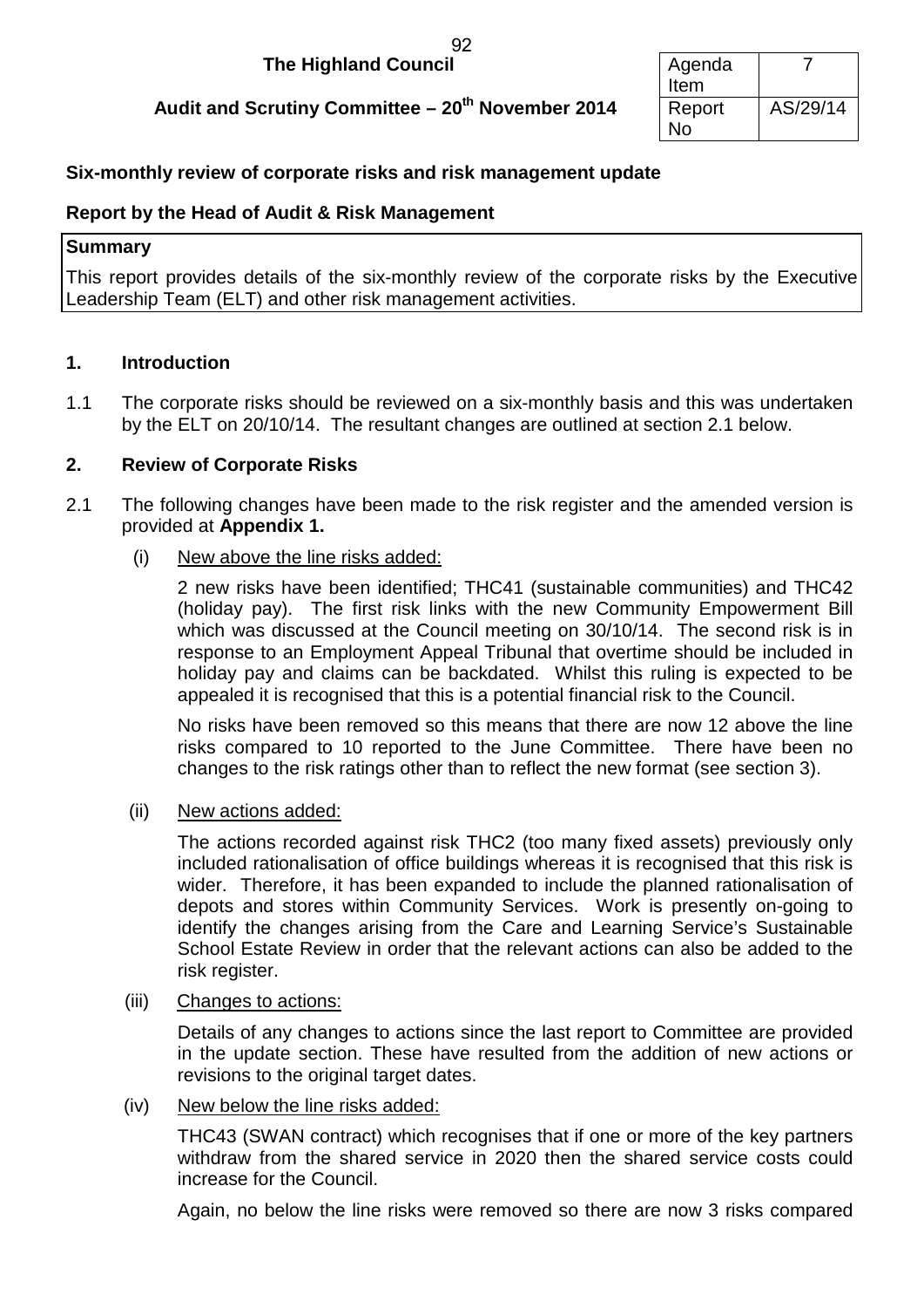**The Highland Council**

**Audit and Scrutiny Committee – 20th November 2014**

| Agenda Item | 7 |
|---|---|
| Report No | AS/29/14 |

**Six-monthly review of corporate risks and risk management update**

**Report by the Head of Audit & Risk Management**

**Summary**

This report provides details of the six-monthly review of the corporate risks by the Executive Leadership Team (ELT) and other risk management activities.

## 1. Introduction

1.1 The corporate risks should be reviewed on a six-monthly basis and this was undertaken by the ELT on 20/10/14. The resultant changes are outlined at section 2.1 below.

## 2. Review of Corporate Risks

2.1 The following changes have been made to the risk register and the amended version is provided at **Appendix 1.**

(i) New above the line risks added:

2 new risks have been identified; THC41 (sustainable communities) and THC42 (holiday pay). The first risk links with the new Community Empowerment Bill which was discussed at the Council meeting on 30/10/14. The second risk is in response to an Employment Appeal Tribunal that overtime should be included in holiday pay and claims can be backdated. Whilst this ruling is expected to be appealed it is recognised that this is a potential financial risk to the Council.

No risks have been removed so this means that there are now 12 above the line risks compared to 10 reported to the June Committee. There have been no changes to the risk ratings other than to reflect the new format (see section 3).

(ii) New actions added:

The actions recorded against risk THC2 (too many fixed assets) previously only included rationalisation of office buildings whereas it is recognised that this risk is wider. Therefore, it has been expanded to include the planned rationalisation of depots and stores within Community Services. Work is presently on-going to identify the changes arising from the Care and Learning Service's Sustainable School Estate Review in order that the relevant actions can also be added to the risk register.

(iii) Changes to actions:

Details of any changes to actions since the last report to Committee are provided in the update section. These have resulted from the addition of new actions or revisions to the original target dates.

(iv) New below the line risks added:

THC43 (SWAN contract) which recognises that if one or more of the key partners withdraw from the shared service in 2020 then the shared service costs could increase for the Council.

Again, no below the line risks were removed so there are now 3 risks compared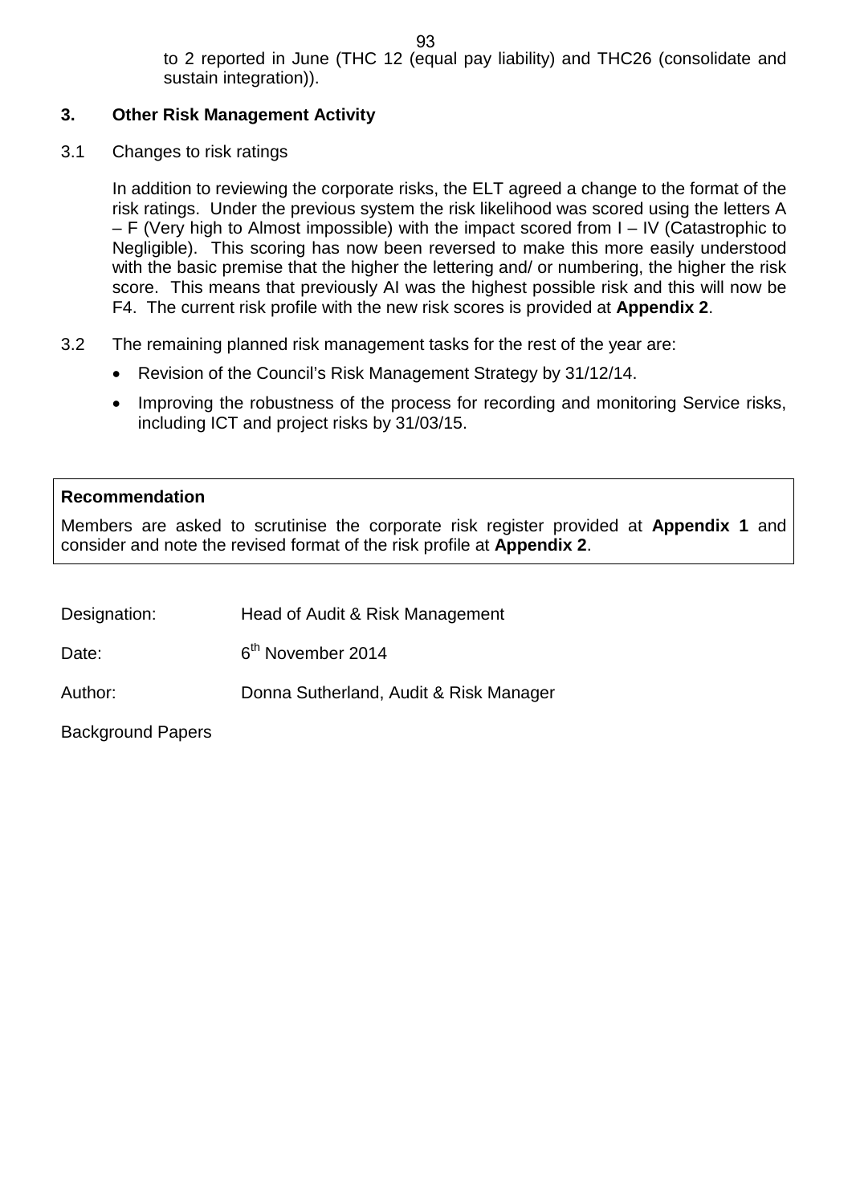to 2 reported in June (THC 12 (equal pay liability) and THC26 (consolidate and sustain integration)).

## 3. Other Risk Management Activity

3.1 Changes to risk ratings

In addition to reviewing the corporate risks, the ELT agreed a change to the format of the risk ratings. Under the previous system the risk likelihood was scored using the letters A – F (Very high to Almost impossible) with the impact scored from I – IV (Catastrophic to Negligible). This scoring has now been reversed to make this more easily understood with the basic premise that the higher the lettering and/ or numbering, the higher the risk score. This means that previously AI was the highest possible risk and this will now be F4. The current risk profile with the new risk scores is provided at **Appendix 2**.

3.2 The remaining planned risk management tasks for the rest of the year are:

- Revision of the Council's Risk Management Strategy by 31/12/14.
- Improving the robustness of the process for recording and monitoring Service risks, including ICT and project risks by 31/03/15.

| **Recommendation** |
| --- |
| Members are asked to scrutinise the corporate risk register provided at **Appendix 1** and consider and note the revised format of the risk profile at **Appendix 2**. |

Designation: Head of Audit & Risk Management

Date: 6th November 2014

Author: Donna Sutherland, Audit & Risk Manager

Background Papers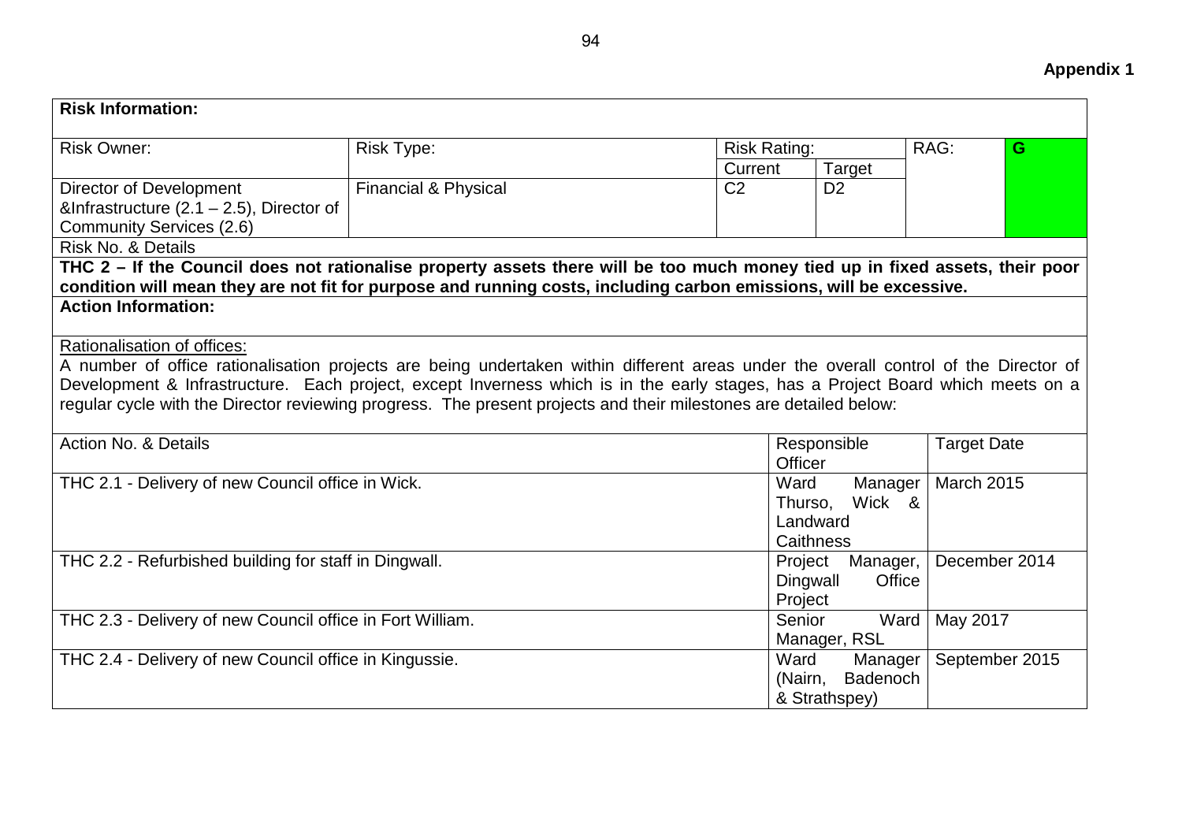**Appendix 1**

| **Risk Information:** | | | | | |
|---|---|---|---|---|---|
| Risk Owner: | Risk Type: | Risk Rating: | | RAG: | **G** |
| | | Current | Target | | |
| Director of Development &Infrastructure (2.1 – 2.5), Director of Community Services (2.6) | Financial & Physical | C2 | D2 | | |

Risk No. & Details

**THC 2 – If the Council does not rationalise property assets there will be too much money tied up in fixed assets, their poor condition will mean they are not fit for purpose and running costs, including carbon emissions, will be excessive.**

**Action Information:**

Rationalisation of offices:

A number of office rationalisation projects are being undertaken within different areas under the overall control of the Director of Development & Infrastructure. Each project, except Inverness which is in the early stages, has a Project Board which meets on a regular cycle with the Director reviewing progress. The present projects and their milestones are detailed below:

| Action No. & Details | Responsible Officer | Target Date |
|---|---|---|
| THC 2.1 - Delivery of new Council office in Wick. | Ward Manager Thurso, Wick & Landward Caithness | March 2015 |
| THC 2.2 - Refurbished building for staff in Dingwall. | Project Manager, Dingwall Office Project | December 2014 |
| THC 2.3 - Delivery of new Council office in Fort William. | Senior Ward Manager, RSL | May 2017 |
| THC 2.4 - Delivery of new Council office in Kingussie. | Ward Manager (Nairn, Badenoch & Strathspey) | September 2015 |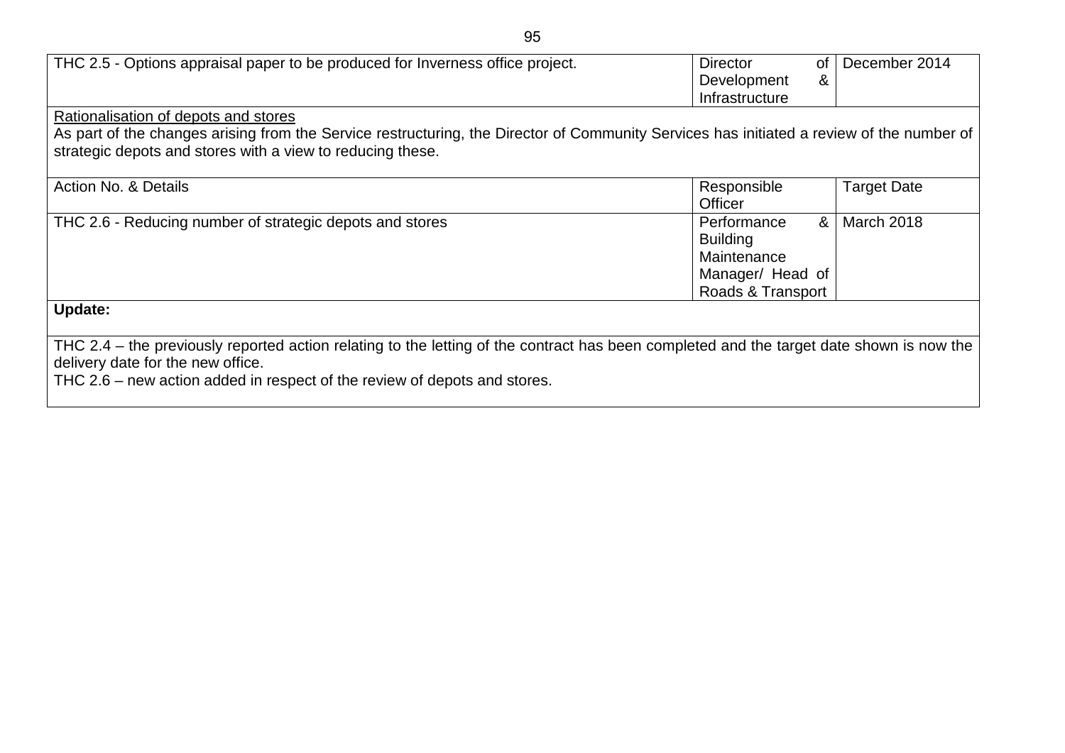| Action No. & Details | Responsible Officer | Target Date |
|---|---|---|
| THC 2.5 - Options appraisal paper to be produced for Inverness office project. | Director of Development & Infrastructure | December 2014 |

<u>Rationalisation of depots and stores</u>

As part of the changes arising from the Service restructuring, the Director of Community Services has initiated a review of the number of strategic depots and stores with a view to reducing these.

| Action No. & Details | Responsible Officer | Target Date |
|---|---|---|
| THC 2.6 - Reducing number of strategic depots and stores | Performance & Building Maintenance Manager/ Head of Roads & Transport | March 2018 |

**Update:**

THC 2.4 – the previously reported action relating to the letting of the contract has been completed and the target date shown is now the delivery date for the new office.

THC 2.6 – new action added in respect of the review of depots and stores.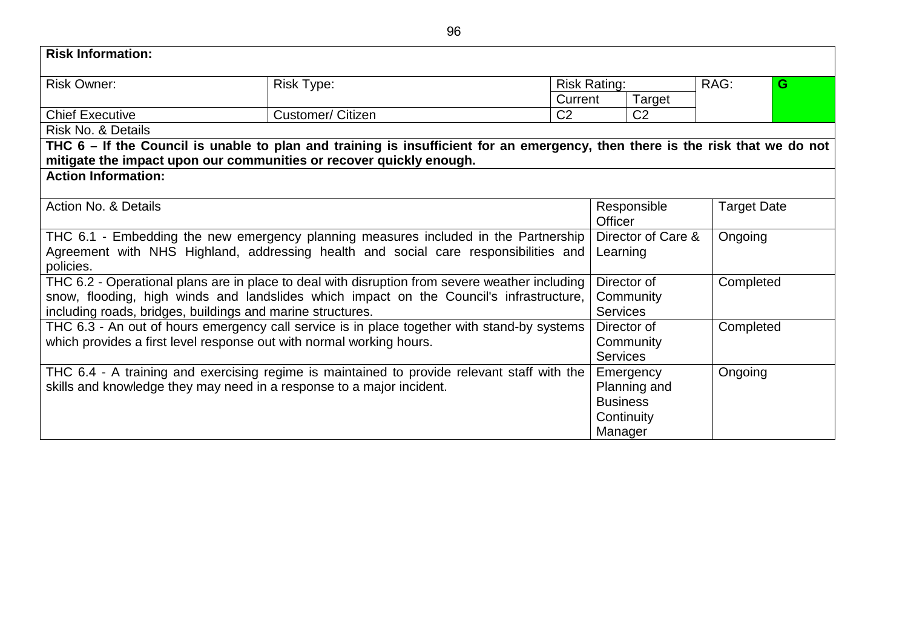**Risk Information:**

| Risk Owner: | Risk Type: | Risk Rating: | | RAG: | |
|---|---|---|---|---|---|
| | | Current | Target | | |
| Chief Executive | Customer/ Citizen | C2 | C2 | | G |

Risk No. & Details

**THC 6 – If the Council is unable to plan and training is insufficient for an emergency, then there is the risk that we do not mitigate the impact upon our communities or recover quickly enough.**

**Action Information:**

| Action No. & Details | Responsible Officer | Target Date |
|---|---|---|
| THC 6.1 - Embedding the new emergency planning measures included in the Partnership Agreement with NHS Highland, addressing health and social care responsibilities and policies. | Director of Care & Learning | Ongoing |
| THC 6.2 - Operational plans are in place to deal with disruption from severe weather including snow, flooding, high winds and landslides which impact on the Council's infrastructure, including roads, bridges, buildings and marine structures. | Director of Community Services | Completed |
| THC 6.3 - An out of hours emergency call service is in place together with stand-by systems which provides a first level response out with normal working hours. | Director of Community Services | Completed |
| THC 6.4 - A training and exercising regime is maintained to provide relevant staff with the skills and knowledge they may need in a response to a major incident. | Emergency Planning and Business Continuity Manager | Ongoing |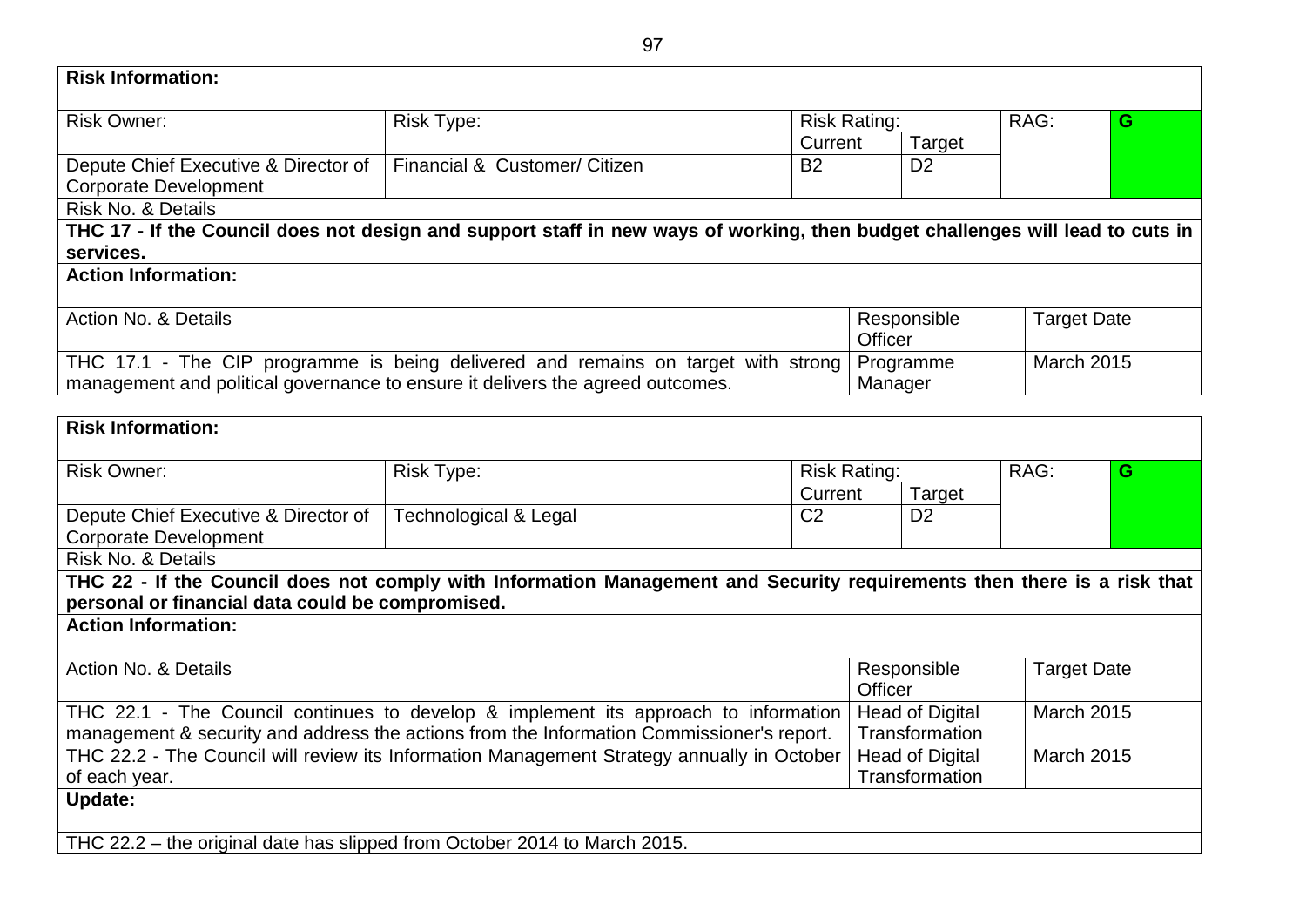**Risk Information:**

| Risk Owner: | Risk Type: | Risk Rating: | | RAG: | G |
|---|---|---|---|---|---|
| | | Current | Target | | |
| Depute Chief Executive & Director of Corporate Development | Financial & Customer/ Citizen | B2 | D2 | | |

Risk No. & Details

**THC 17 - If the Council does not design and support staff in new ways of working, then budget challenges will lead to cuts in services.**

**Action Information:**

| Action No. & Details | Responsible Officer | Target Date |
|---|---|---|
| THC 17.1 - The CIP programme is being delivered and remains on target with strong management and political governance to ensure it delivers the agreed outcomes. | Programme Manager | March 2015 |

**Risk Information:**

| Risk Owner: | Risk Type: | Risk Rating: | | RAG: | G |
|---|---|---|---|---|---|
| | | Current | Target | | |
| Depute Chief Executive & Director of Corporate Development | Technological & Legal | C2 | D2 | | |

Risk No. & Details

**THC 22 - If the Council does not comply with Information Management and Security requirements then there is a risk that personal or financial data could be compromised.**

**Action Information:**

| Action No. & Details | Responsible Officer | Target Date |
|---|---|---|
| THC 22.1 - The Council continues to develop & implement its approach to information management & security and address the actions from the Information Commissioner's report. | Head of Digital Transformation | March 2015 |
| THC 22.2 - The Council will review its Information Management Strategy annually in October of each year. | Head of Digital Transformation | March 2015 |

**Update:**

THC 22.2 – the original date has slipped from October 2014 to March 2015.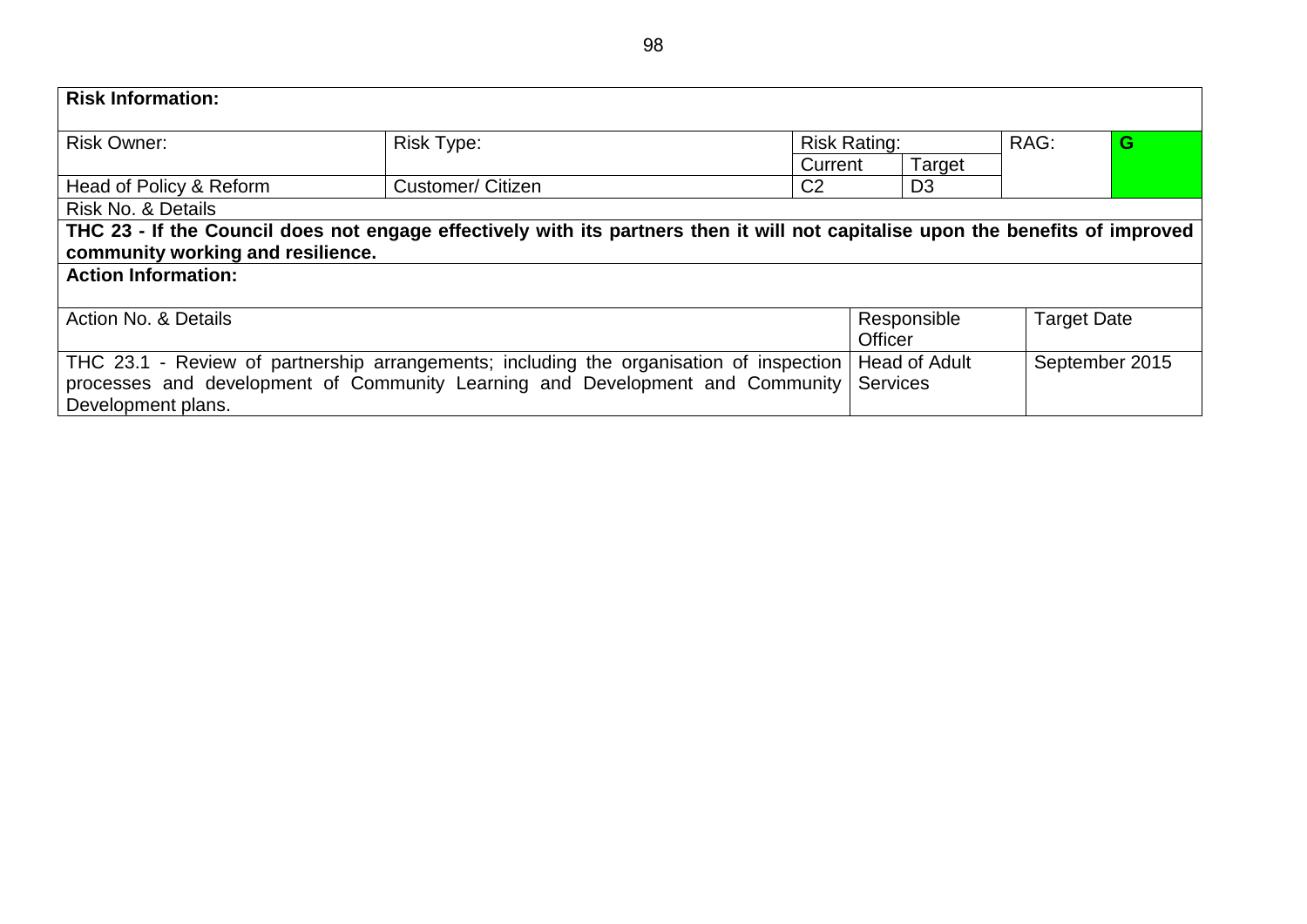**Risk Information:**

| Risk Owner: | Risk Type: | Risk Rating: | | RAG: | G |
|---|---|---|---|---|---|
| | | Current | Target | | |
| Head of Policy & Reform | Customer/ Citizen | C2 | D3 | | |

Risk No. & Details

**THC 23 - If the Council does not engage effectively with its partners then it will not capitalise upon the benefits of improved community working and resilience.**

**Action Information:**

| Action No. & Details | Responsible Officer | Target Date |
|---|---|---|
| THC 23.1 - Review of partnership arrangements; including the organisation of inspection processes and development of Community Learning and Development and Community Development plans. | Head of Adult Services | September 2015 |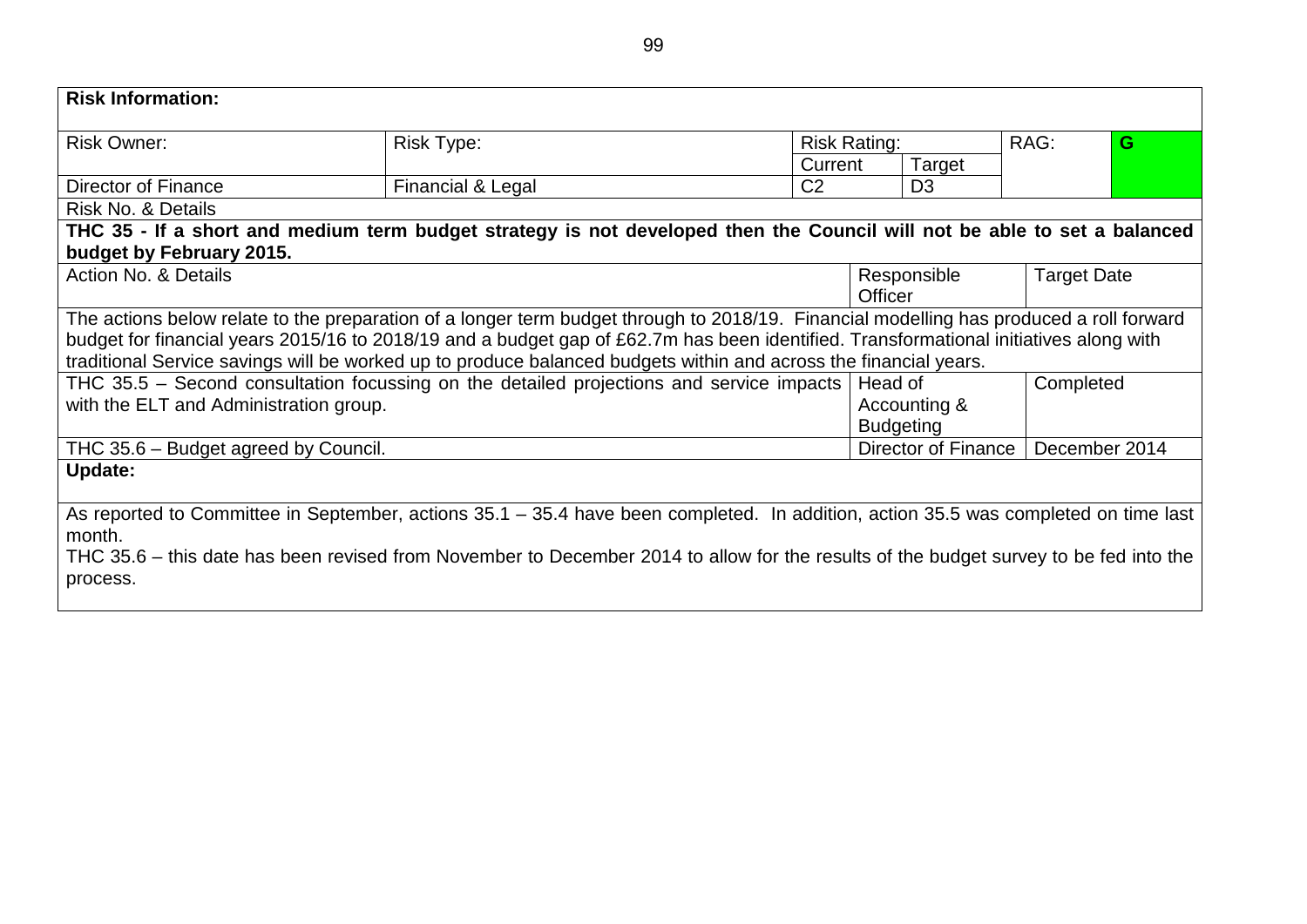**Risk Information:**

| Risk Owner: | Risk Type: | Risk Rating: | | RAG: | G |
|---|---|---|---|---|---|
| | | Current | Target | | |
| Director of Finance | Financial & Legal | C2 | D3 | | |

Risk No. & Details

**THC 35 - If a short and medium term budget strategy is not developed then the Council will not be able to set a balanced budget by February 2015.**

| Action No. & Details | Responsible Officer | Target Date |
|---|---|---|
| The actions below relate to the preparation of a longer term budget through to 2018/19. Financial modelling has produced a roll forward budget for financial years 2015/16 to 2018/19 and a budget gap of £62.7m has been identified. Transformational initiatives along with traditional Service savings will be worked up to produce balanced budgets within and across the financial years. | | |
| THC 35.5 – Second consultation focussing on the detailed projections and service impacts with the ELT and Administration group. | Head of Accounting & Budgeting | Completed |
| THC 35.6 – Budget agreed by Council. | Director of Finance | December 2014 |

**Update:**

As reported to Committee in September, actions 35.1 – 35.4 have been completed. In addition, action 35.5 was completed on time last month.

THC 35.6 – this date has been revised from November to December 2014 to allow for the results of the budget survey to be fed into the process.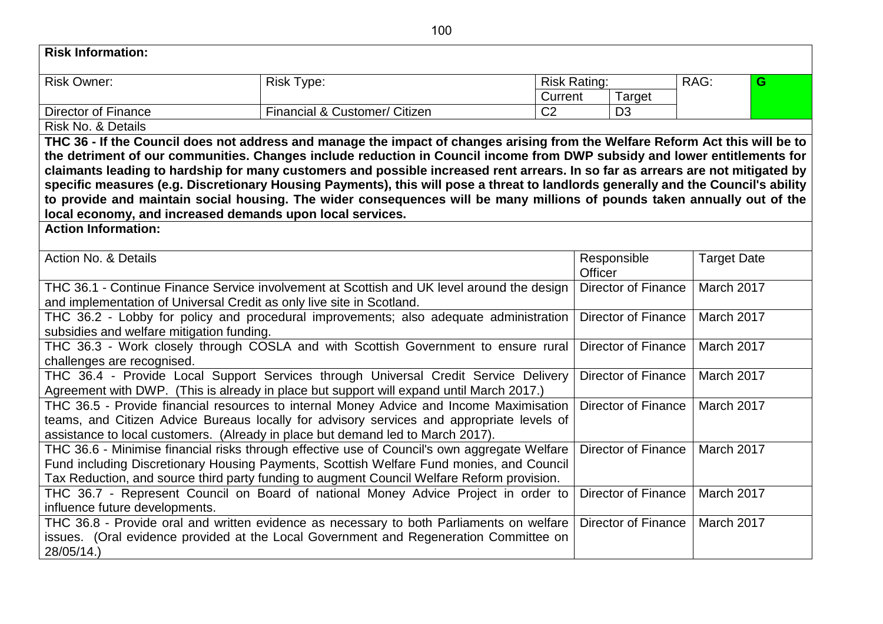**Risk Information:**

| Risk Owner: | Risk Type: | Risk Rating: | | RAG: | G |
|---|---|---|---|---|---|
| | | Current | Target | | |
| Director of Finance | Financial & Customer/ Citizen | C2 | D3 | | |

Risk No. & Details

**THC 36 - If the Council does not address and manage the impact of changes arising from the Welfare Reform Act this will be to the detriment of our communities. Changes include reduction in Council income from DWP subsidy and lower entitlements for claimants leading to hardship for many customers and possible increased rent arrears. In so far as arrears are not mitigated by specific measures (e.g. Discretionary Housing Payments), this will pose a threat to landlords generally and the Council's ability to provide and maintain social housing. The wider consequences will be many millions of pounds taken annually out of the local economy, and increased demands upon local services.**

**Action Information:**

| Action No. & Details | Responsible Officer | Target Date |
|---|---|---|
| THC 36.1 - Continue Finance Service involvement at Scottish and UK level around the design and implementation of Universal Credit as only live site in Scotland. | Director of Finance | March 2017 |
| THC 36.2 - Lobby for policy and procedural improvements; also adequate administration subsidies and welfare mitigation funding. | Director of Finance | March 2017 |
| THC 36.3 - Work closely through COSLA and with Scottish Government to ensure rural challenges are recognised. | Director of Finance | March 2017 |
| THC 36.4 - Provide Local Support Services through Universal Credit Service Delivery Agreement with DWP. (This is already in place but support will expand until March 2017.) | Director of Finance | March 2017 |
| THC 36.5 - Provide financial resources to internal Money Advice and Income Maximisation teams, and Citizen Advice Bureaus locally for advisory services and appropriate levels of assistance to local customers. (Already in place but demand led to March 2017). | Director of Finance | March 2017 |
| THC 36.6 - Minimise financial risks through effective use of Council's own aggregate Welfare Fund including Discretionary Housing Payments, Scottish Welfare Fund monies, and Council Tax Reduction, and source third party funding to augment Council Welfare Reform provision. | Director of Finance | March 2017 |
| THC 36.7 - Represent Council on Board of national Money Advice Project in order to influence future developments. | Director of Finance | March 2017 |
| THC 36.8 - Provide oral and written evidence as necessary to both Parliaments on welfare issues. (Oral evidence provided at the Local Government and Regeneration Committee on 28/05/14.) | Director of Finance | March 2017 |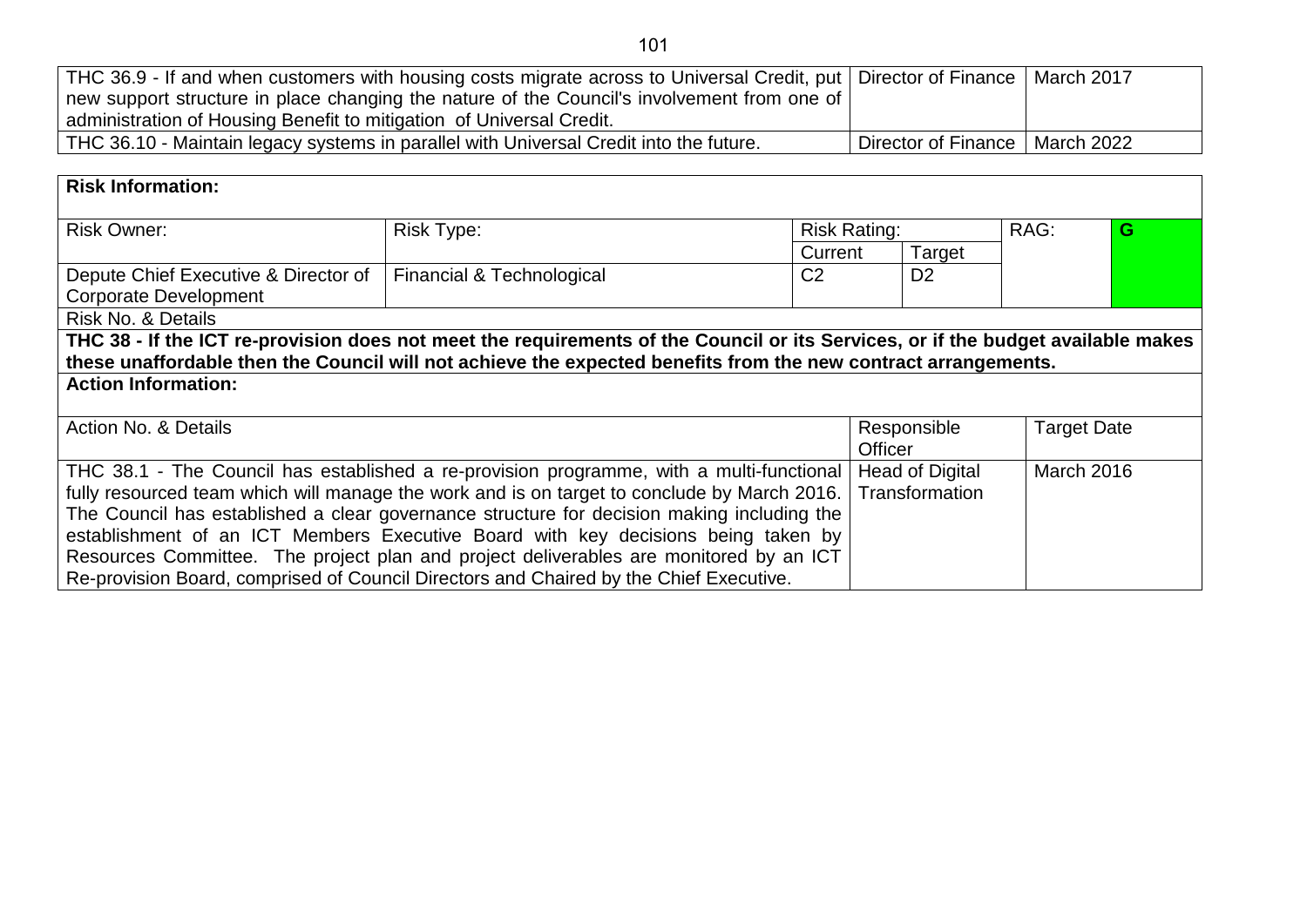| | | |
|---|---|---|
| THC 36.9 - If and when customers with housing costs migrate across to Universal Credit, put new support structure in place changing the nature of the Council's involvement from one of administration of Housing Benefit to mitigation of Universal Credit. | Director of Finance | March 2017 |
| THC 36.10 - Maintain legacy systems in parallel with Universal Credit into the future. | Director of Finance | March 2022 |

| **Risk Information:** | | | | | |
|---|---|---|---|---|---|
| Risk Owner: | Risk Type: | Risk Rating: | | RAG: | G |
| | | Current | Target | | |
| Depute Chief Executive & Director of Corporate Development | Financial & Technological | C2 | D2 | | |
| Risk No. & Details | | | | | |
| **THC 38 - If the ICT re-provision does not meet the requirements of the Council or its Services, or if the budget available makes these unaffordable then the Council will not achieve the expected benefits from the new contract arrangements.** | | | | | |

| **Action Information:** | | |
|---|---|---|
| Action No. & Details | Responsible Officer | Target Date |
| THC 38.1 - The Council has established a re-provision programme, with a multi-functional fully resourced team which will manage the work and is on target to conclude by March 2016. The Council has established a clear governance structure for decision making including the establishment of an ICT Members Executive Board with key decisions being taken by Resources Committee. The project plan and project deliverables are monitored by an ICT Re-provision Board, comprised of Council Directors and Chaired by the Chief Executive. | Head of Digital Transformation | March 2016 |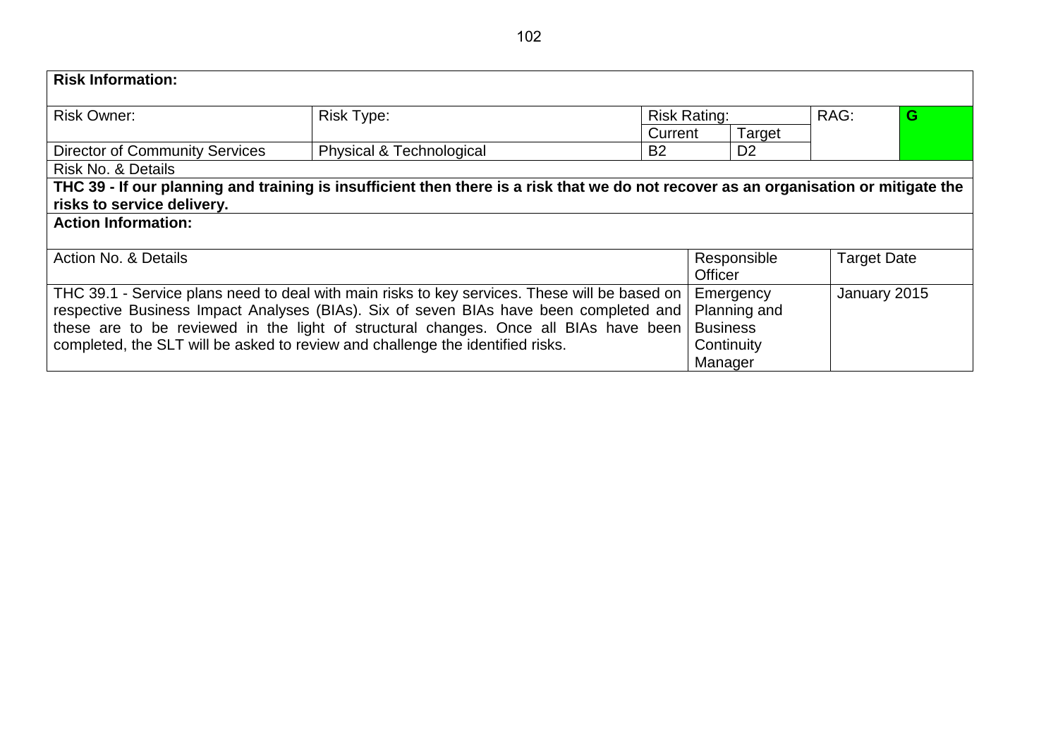**Risk Information:**

| Risk Owner: | Risk Type: | Risk Rating: | | RAG: | G |
|---|---|---|---|---|---|
| | | Current | Target | | |
| Director of Community Services | Physical & Technological | B2 | D2 | | |

Risk No. & Details

**THC 39 - If our planning and training is insufficient then there is a risk that we do not recover as an organisation or mitigate the risks to service delivery.**

**Action Information:**

| Action No. & Details | Responsible Officer | Target Date |
|---|---|---|
| THC 39.1 - Service plans need to deal with main risks to key services. These will be based on respective Business Impact Analyses (BIAs). Six of seven BIAs have been completed and these are to be reviewed in the light of structural changes. Once all BIAs have been completed, the SLT will be asked to review and challenge the identified risks. | Emergency Planning and Business Continuity Manager | January 2015 |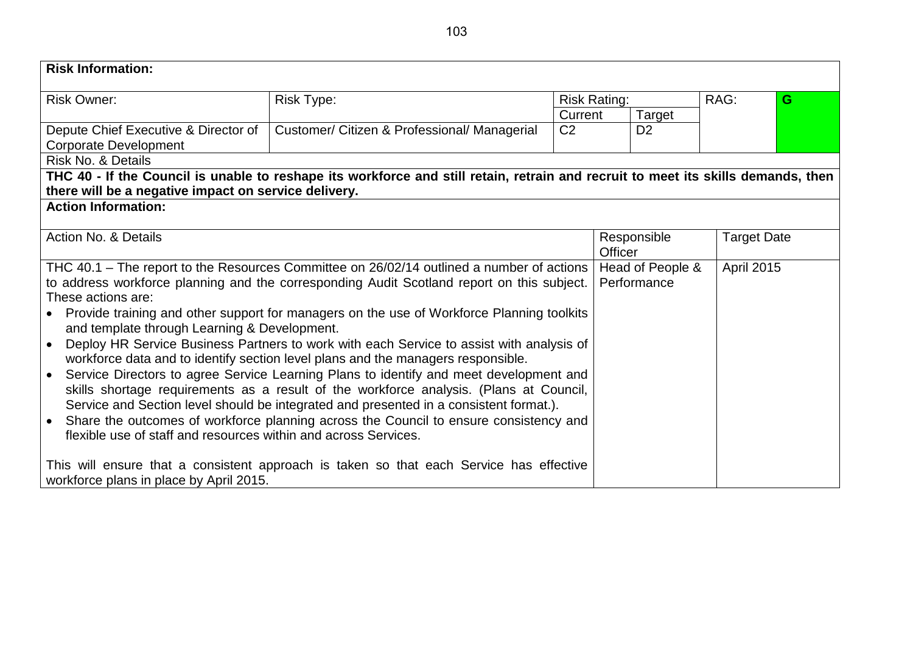**Risk Information:**

| Risk Owner: | Risk Type: | Risk Rating: | | RAG: | |
|---|---|---|---|---|---|
| | | Current | Target | | |
| Depute Chief Executive & Director of Corporate Development | Customer/ Citizen & Professional/ Managerial | C2 | D2 | | G |

**Risk No. & Details**

**THC 40 - If the Council is unable to reshape its workforce and still retain, retrain and recruit to meet its skills demands, then there will be a negative impact on service delivery.**

**Action Information:**

| Action No. & Details | Responsible Officer | Target Date |
|---|---|---|
| THC 40.1 – The report to the Resources Committee on 26/02/14 outlined a number of actions to address workforce planning and the corresponding Audit Scotland report on this subject. These actions are:<br>• Provide training and other support for managers on the use of Workforce Planning toolkits and template through Learning & Development.<br>• Deploy HR Service Business Partners to work with each Service to assist with analysis of workforce data and to identify section level plans and the managers responsible.<br>• Service Directors to agree Service Learning Plans to identify and meet development and skills shortage requirements as a result of the workforce analysis. (Plans at Council, Service and Section level should be integrated and presented in a consistent format.).<br>• Share the outcomes of workforce planning across the Council to ensure consistency and flexible use of staff and resources within and across Services.<br><br>This will ensure that a consistent approach is taken so that each Service has effective workforce plans in place by April 2015. | Head of People & Performance | April 2015 |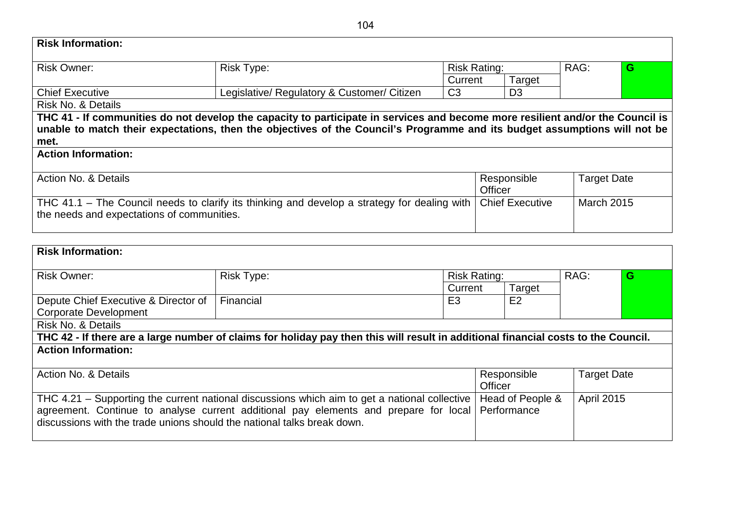**Risk Information:**

| Risk Owner: | Risk Type: | Risk Rating: Current | Risk Rating: Target | RAG: |
|---|---|---|---|---|
| Chief Executive | Legislative/ Regulatory & Customer/ Citizen | C3 | D3 | G |

Risk No. & Details

**THC 41 - If communities do not develop the capacity to participate in services and become more resilient and/or the Council is unable to match their expectations, then the objectives of the Council's Programme and its budget assumptions will not be met.**

**Action Information:**

| Action No. & Details | Responsible Officer | Target Date |
|---|---|---|
| THC 41.1 – The Council needs to clarify its thinking and develop a strategy for dealing with the needs and expectations of communities. | Chief Executive | March 2015 |

**Risk Information:**

| Risk Owner: | Risk Type: | Risk Rating: Current | Risk Rating: Target | RAG: |
|---|---|---|---|---|
| Depute Chief Executive & Director of Corporate Development | Financial | E3 | E2 | G |

Risk No. & Details

**THC 42 - If there are a large number of claims for holiday pay then this will result in additional financial costs to the Council.**

**Action Information:**

| Action No. & Details | Responsible Officer | Target Date |
|---|---|---|
| THC 4.21 – Supporting the current national discussions which aim to get a national collective agreement. Continue to analyse current additional pay elements and prepare for local discussions with the trade unions should the national talks break down. | Head of People & Performance | April 2015 |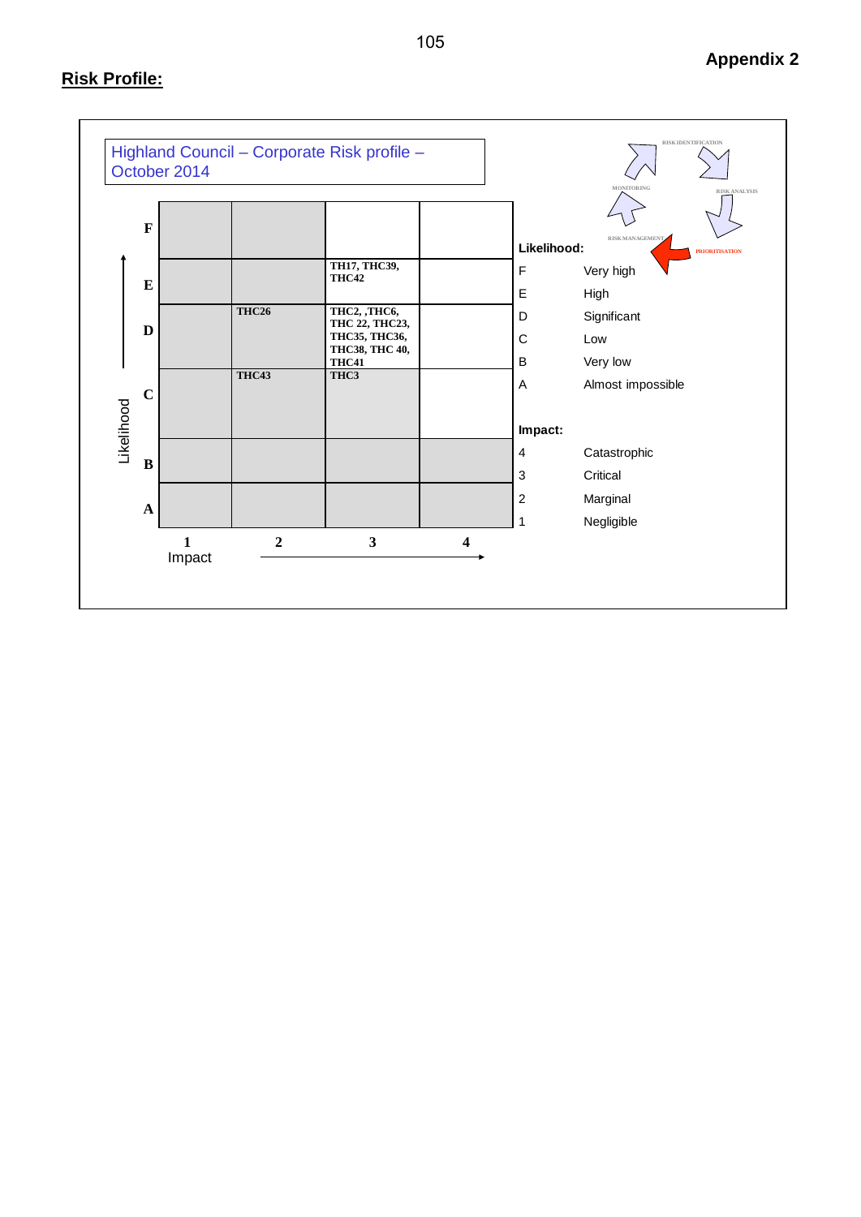**Appendix 2**

## Risk Profile:

Highland Council – Corporate Risk profile – October 2014

| Likelihood | 1 | 2 | 3 | 4 |
|---|---|---|---|---|
| F | | | | |
| E | | | TH17, THC39, THC42 | |
| D | | THC26 | THC2, ,THC6, THC 22, THC23, THC35, THC36, THC38, THC 40, THC41 | |
| C | | THC43 | THC3 | |
| B | | | | |
| A | | | | |

Impact

RISK IDENTIFICATION
RISK ANALYSIS
PRIORITISATION
RISK MANAGEMENT
MONITORING

**Likelihood:**

| | |
|---|---|
| F | Very high |
| E | High |
| D | Significant |
| C | Low |
| B | Very low |
| A | Almost impossible |

**Impact:**

| | |
|---|---|
| 4 | Catastrophic |
| 3 | Critical |
| 2 | Marginal |
| 1 | Negligible |